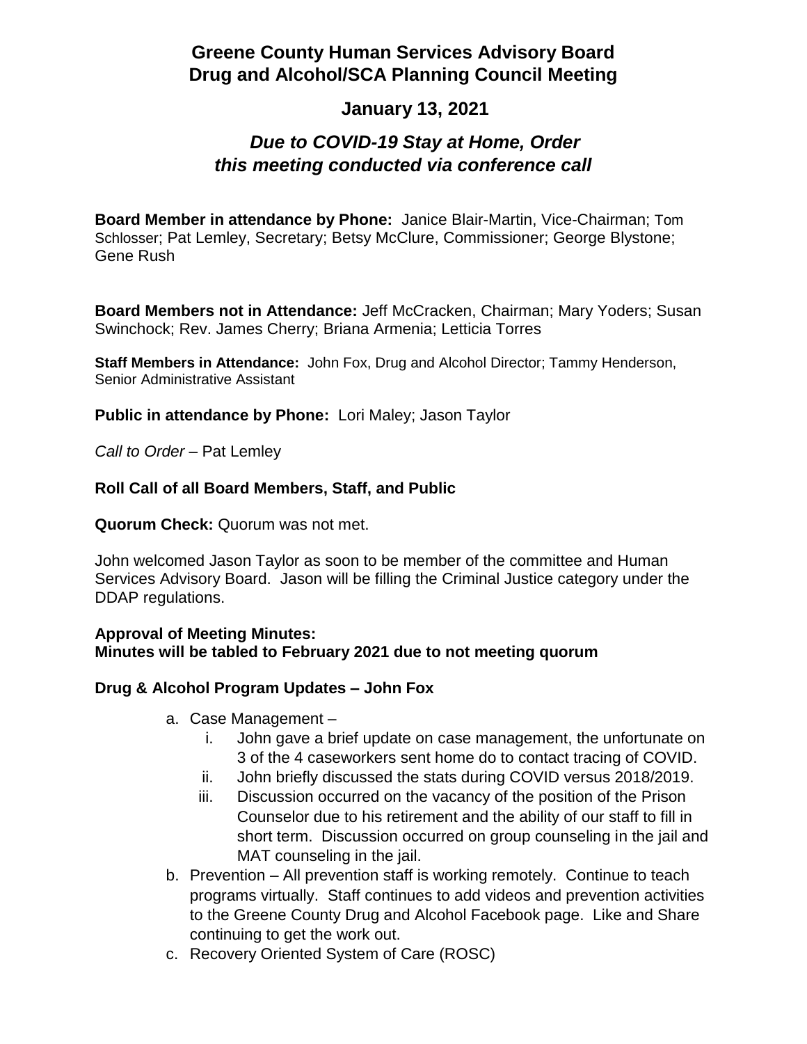# Greene County Human Services Advisory Board
# Drug and Alcohol/SCA Planning Council Meeting

## January 13, 2021

### *Due to COVID-19 Stay at Home, Order this meeting conducted via conference call*

**Board Member in attendance by Phone:** Janice Blair-Martin, Vice-Chairman; Tom Schlosser; Pat Lemley, Secretary; Betsy McClure, Commissioner; George Blystone; Gene Rush

**Board Members not in Attendance:** Jeff McCracken, Chairman; Mary Yoders; Susan Swinchock; Rev. James Cherry; Briana Armenia; Letticia Torres

**Staff Members in Attendance:** John Fox, Drug and Alcohol Director; Tammy Henderson, Senior Administrative Assistant

**Public in attendance by Phone:** Lori Maley; Jason Taylor

*Call to Order* – Pat Lemley

**Roll Call of all Board Members, Staff, and Public**

**Quorum Check:** Quorum was not met.

John welcomed Jason Taylor as soon to be member of the committee and Human Services Advisory Board. Jason will be filling the Criminal Justice category under the DDAP regulations.

**Approval of Meeting Minutes:**
**Minutes will be tabled to February 2021 due to not meeting quorum**

**Drug & Alcohol Program Updates – John Fox**

a. Case Management –
   i. John gave a brief update on case management, the unfortunate on 3 of the 4 caseworkers sent home do to contact tracing of COVID.
   ii. John briefly discussed the stats during COVID versus 2018/2019.
   iii. Discussion occurred on the vacancy of the position of the Prison Counselor due to his retirement and the ability of our staff to fill in short term. Discussion occurred on group counseling in the jail and MAT counseling in the jail.
b. Prevention – All prevention staff is working remotely. Continue to teach programs virtually. Staff continues to add videos and prevention activities to the Greene County Drug and Alcohol Facebook page. Like and Share continuing to get the work out.
c. Recovery Oriented System of Care (ROSC)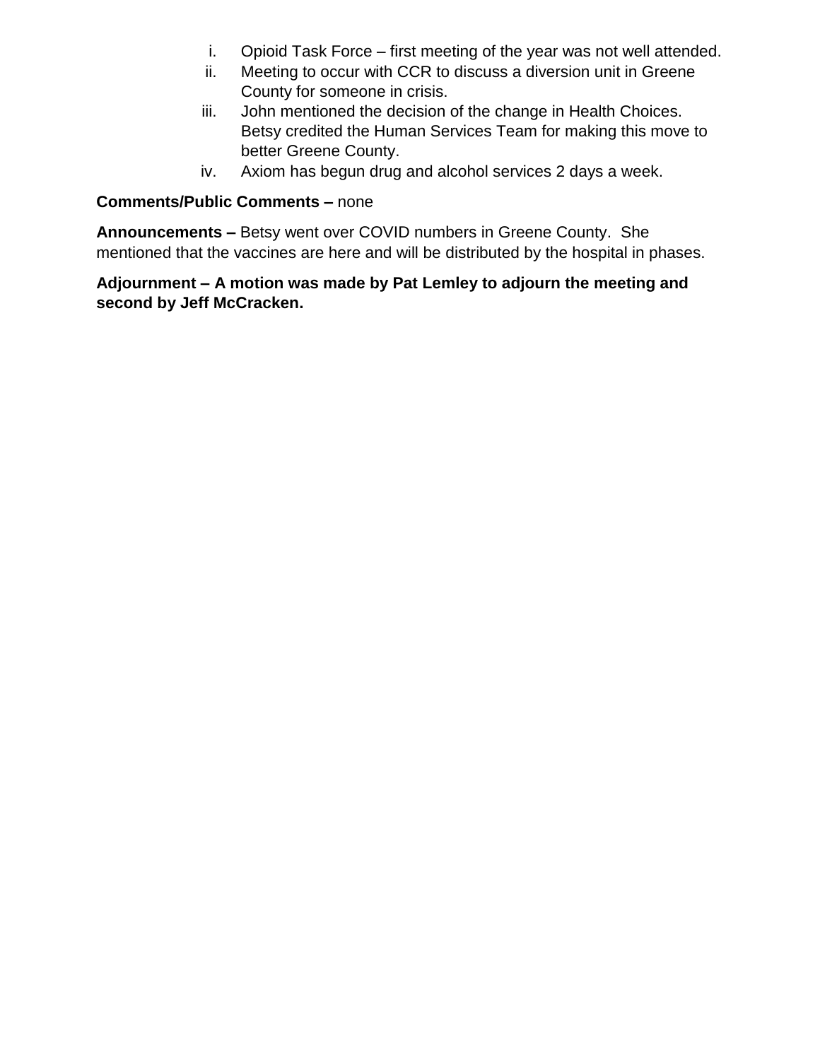i. Opioid Task Force – first meeting of the year was not well attended.
ii. Meeting to occur with CCR to discuss a diversion unit in Greene County for someone in crisis.
iii. John mentioned the decision of the change in Health Choices. Betsy credited the Human Services Team for making this move to better Greene County.
iv. Axiom has begun drug and alcohol services 2 days a week.

**Comments/Public Comments –** none

**Announcements –** Betsy went over COVID numbers in Greene County. She mentioned that the vaccines are here and will be distributed by the hospital in phases.

**Adjournment – A motion was made by Pat Lemley to adjourn the meeting and second by Jeff McCracken.**